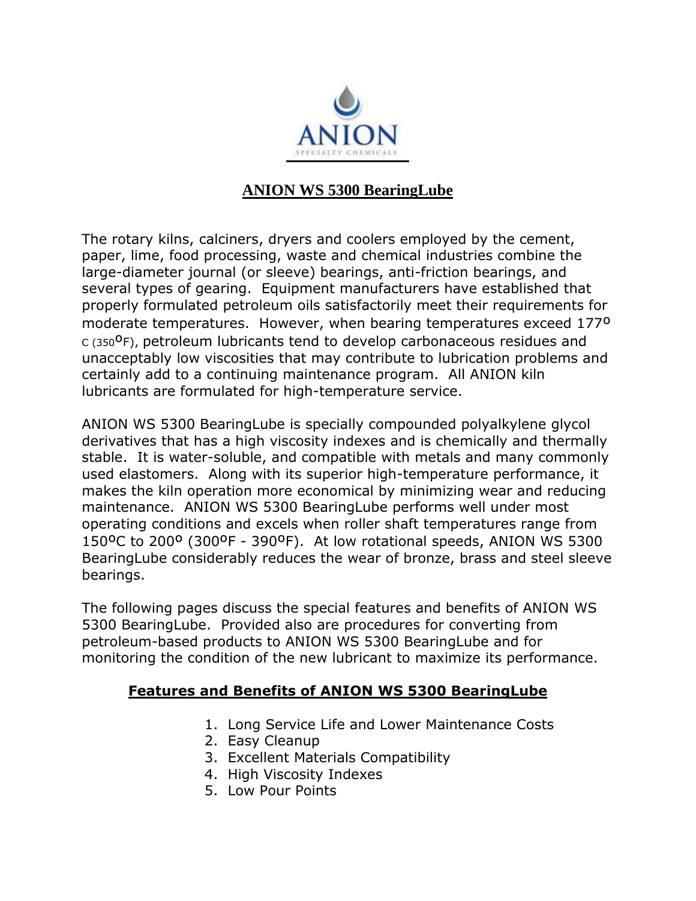ANION

SPECIALTY CHEMICALS

# ANION WS 5300 BearingLube

The rotary kilns, calciners, dryers and coolers employed by the cement, paper, lime, food processing, waste and chemical industries combine the large-diameter journal (or sleeve) bearings, anti-friction bearings, and several types of gearing. Equipment manufacturers have established that properly formulated petroleum oils satisfactorily meet their requirements for moderate temperatures. However, when bearing temperatures exceed 177ºC (350ºF), petroleum lubricants tend to develop carbonaceous residues and unacceptably low viscosities that may contribute to lubrication problems and certainly add to a continuing maintenance program. All ANION kiln lubricants are formulated for high-temperature service.

ANION WS 5300 BearingLube is specially compounded polyalkylene glycol derivatives that has a high viscosity indexes and is chemically and thermally stable. It is water-soluble, and compatible with metals and many commonly used elastomers. Along with its superior high-temperature performance, it makes the kiln operation more economical by minimizing wear and reducing maintenance. ANION WS 5300 BearingLube performs well under most operating conditions and excels when roller shaft temperatures range from 150ºC to 200º (300ºF - 390ºF). At low rotational speeds, ANION WS 5300 BearingLube considerably reduces the wear of bronze, brass and steel sleeve bearings.

The following pages discuss the special features and benefits of ANION WS 5300 BearingLube. Provided also are procedures for converting from petroleum-based products to ANION WS 5300 BearingLube and for monitoring the condition of the new lubricant to maximize its performance.

## Features and Benefits of ANION WS 5300 BearingLube

1. Long Service Life and Lower Maintenance Costs
2. Easy Cleanup
3. Excellent Materials Compatibility
4. High Viscosity Indexes
5. Low Pour Points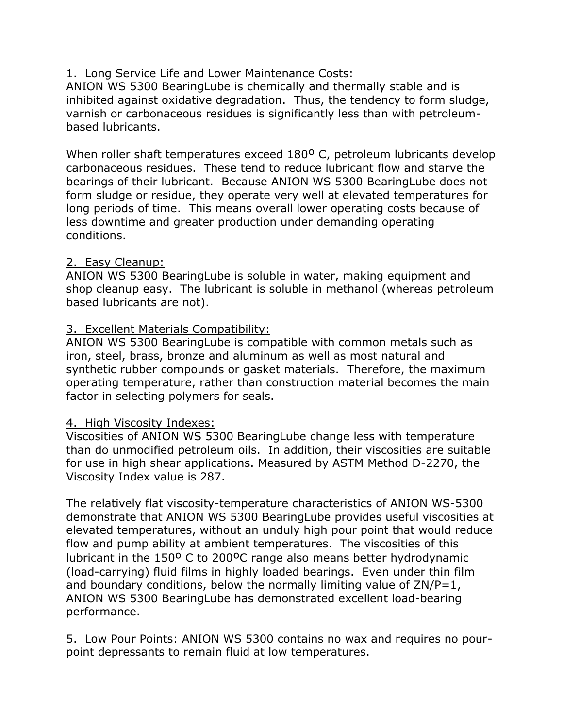1. Long Service Life and Lower Maintenance Costs:
ANION WS 5300 BearingLube is chemically and thermally stable and is inhibited against oxidative degradation. Thus, the tendency to form sludge, varnish or carbonaceous residues is significantly less than with petroleum-based lubricants.

When roller shaft temperatures exceed 180º C, petroleum lubricants develop carbonaceous residues. These tend to reduce lubricant flow and starve the bearings of their lubricant. Because ANION WS 5300 BearingLube does not form sludge or residue, they operate very well at elevated temperatures for long periods of time. This means overall lower operating costs because of less downtime and greater production under demanding operating conditions.

2. Easy Cleanup:
ANION WS 5300 BearingLube is soluble in water, making equipment and shop cleanup easy. The lubricant is soluble in methanol (whereas petroleum based lubricants are not).

3. Excellent Materials Compatibility:
ANION WS 5300 BearingLube is compatible with common metals such as iron, steel, brass, bronze and aluminum as well as most natural and synthetic rubber compounds or gasket materials. Therefore, the maximum operating temperature, rather than construction material becomes the main factor in selecting polymers for seals.

4. High Viscosity Indexes:
Viscosities of ANION WS 5300 BearingLube change less with temperature than do unmodified petroleum oils. In addition, their viscosities are suitable for use in high shear applications. Measured by ASTM Method D-2270, the Viscosity Index value is 287.

The relatively flat viscosity-temperature characteristics of ANION WS-5300 demonstrate that ANION WS 5300 BearingLube provides useful viscosities at elevated temperatures, without an unduly high pour point that would reduce flow and pump ability at ambient temperatures. The viscosities of this lubricant in the 150º C to 200ºC range also means better hydrodynamic (load-carrying) fluid films in highly loaded bearings. Even under thin film and boundary conditions, below the normally limiting value of $ZN/P=1$, ANION WS 5300 BearingLube has demonstrated excellent load-bearing performance.

5. Low Pour Points: ANION WS 5300 contains no wax and requires no pour-point depressants to remain fluid at low temperatures.